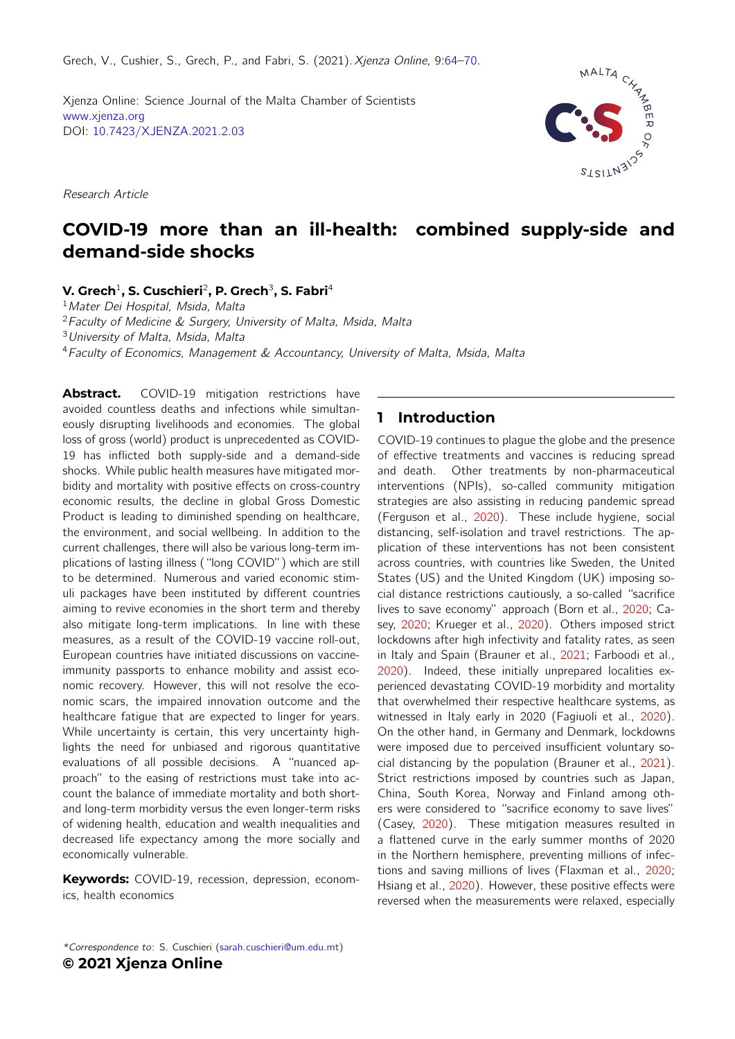Grech, V., Cushier, S., Grech, P., and Fabri, S. (2021). *Xjenza Online*, 9:64–70.

Xjenza Online: Science Journal of the Malta Chamber of Scientists
www.xjenza.org
DOI: 10.7423/XJENZA.2021.2.03

*Research Article*

# COVID-19 more than an ill-health: combined supply-side and demand-side shocks

**V. Grech**[1], **S. Cuschieri**[2], **P. Grech**[3], **S. Fabri**[4]

[1]*Mater Dei Hospital, Msida, Malta*
[2]*Faculty of Medicine & Surgery, University of Malta, Msida, Malta*
[3]*University of Malta, Msida, Malta*
[4]*Faculty of Economics, Management & Accountancy, University of Malta, Msida, Malta*

**Abstract.** COVID-19 mitigation restrictions have avoided countless deaths and infections while simultaneously disrupting livelihoods and economies. The global loss of gross (world) product is unprecedented as COVID-19 has inflicted both supply-side and a demand-side shocks. While public health measures have mitigated morbidity and mortality with positive effects on cross-country economic results, the decline in global Gross Domestic Product is leading to diminished spending on healthcare, the environment, and social wellbeing. In addition to the current challenges, there will also be various long-term implications of lasting illness ("long COVID") which are still to be determined. Numerous and varied economic stimuli packages have been instituted by different countries aiming to revive economies in the short term and thereby also mitigate long-term implications. In line with these measures, as a result of the COVID-19 vaccine roll-out, European countries have initiated discussions on vaccine-immunity passports to enhance mobility and assist economic recovery. However, this will not resolve the economic scars, the impaired innovation outcome and the healthcare fatigue that are expected to linger for years. While uncertainty is certain, this very uncertainty highlights the need for unbiased and rigorous quantitative evaluations of all possible decisions. A "nuanced approach" to the easing of restrictions must take into account the balance of immediate mortality and both short- and long-term morbidity versus the even longer-term risks of widening health, education and wealth inequalities and decreased life expectancy among the more socially and economically vulnerable.

**Keywords:** COVID-19, recession, depression, economics, health economics

## 1 Introduction

COVID-19 continues to plague the globe and the presence of effective treatments and vaccines is reducing spread and death. Other treatments by non-pharmaceutical interventions (NPIs), so-called community mitigation strategies are also assisting in reducing pandemic spread (Ferguson et al., 2020). These include hygiene, social distancing, self-isolation and travel restrictions. The application of these interventions has not been consistent across countries, with countries like Sweden, the United States (US) and the United Kingdom (UK) imposing social distance restrictions cautiously, a so-called "sacrifice lives to save economy" approach (Born et al., 2020; Casey, 2020; Krueger et al., 2020). Others imposed strict lockdowns after high infectivity and fatality rates, as seen in Italy and Spain (Brauner et al., 2021; Farboodi et al., 2020). Indeed, these initially unprepared localities experienced devastating COVID-19 morbidity and mortality that overwhelmed their respective healthcare systems, as witnessed in Italy early in 2020 (Fagiuoli et al., 2020). On the other hand, in Germany and Denmark, lockdowns were imposed due to perceived insufficient voluntary social distancing by the population (Brauner et al., 2021). Strict restrictions imposed by countries such as Japan, China, South Korea, Norway and Finland among others were considered to "sacrifice economy to save lives" (Casey, 2020). These mitigation measures resulted in a flattened curve in the early summer months of 2020 in the Northern hemisphere, preventing millions of infections and saving millions of lives (Flaxman et al., 2020; Hsiang et al., 2020). However, these positive effects were reversed when the measurements were relaxed, especially

*\*Correspondence to*: S. Cuschieri (sarah.cuschieri@um.edu.mt)
**© 2021 Xjenza Online**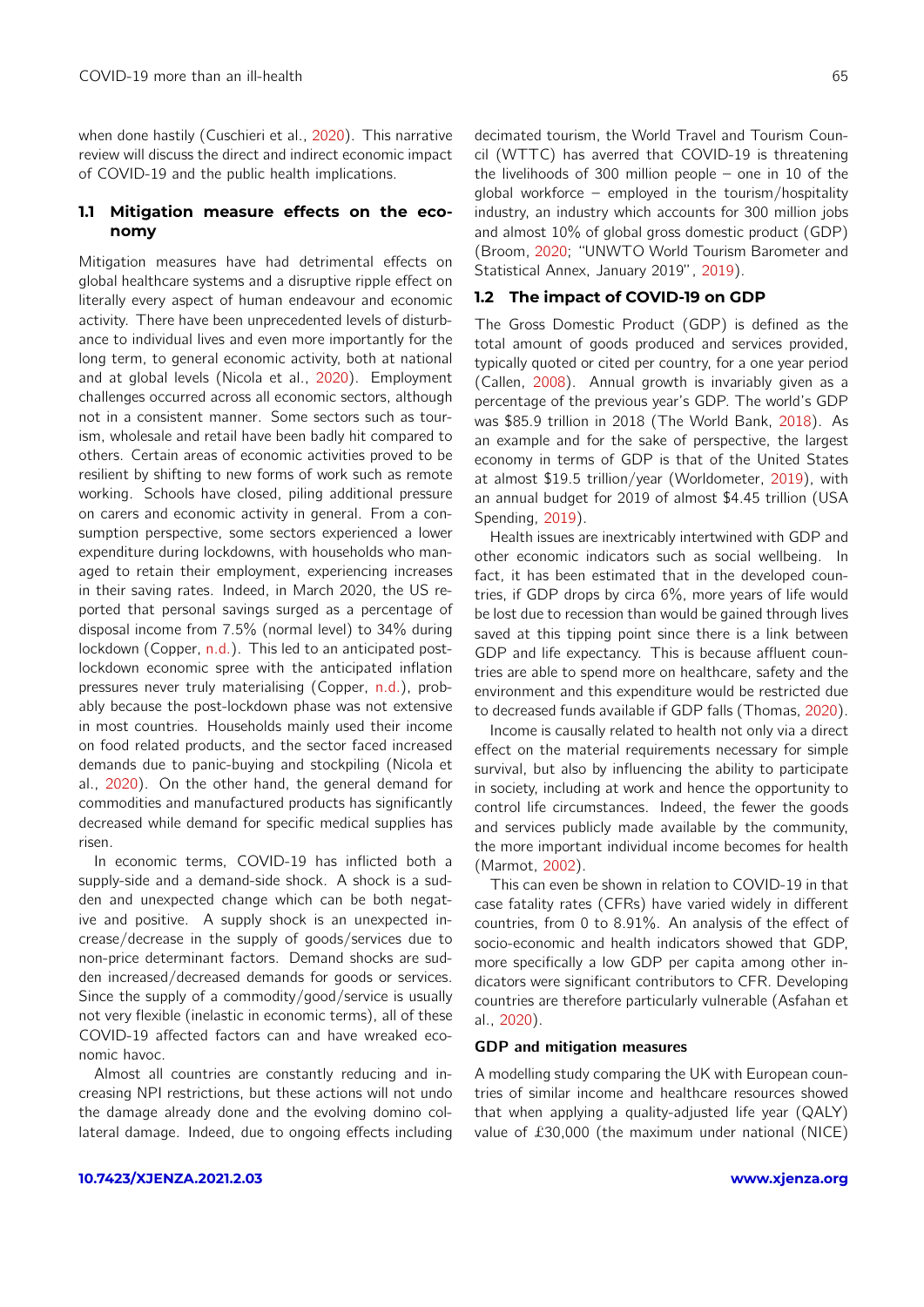when done hastily (Cuschieri et al., 2020). This narrative review will discuss the direct and indirect economic impact of COVID-19 and the public health implications.

### 1.1 Mitigation measure effects on the economy

Mitigation measures have had detrimental effects on global healthcare systems and a disruptive ripple effect on literally every aspect of human endeavour and economic activity. There have been unprecedented levels of disturbance to individual lives and even more importantly for the long term, to general economic activity, both at national and at global levels (Nicola et al., 2020). Employment challenges occurred across all economic sectors, although not in a consistent manner. Some sectors such as tourism, wholesale and retail have been badly hit compared to others. Certain areas of economic activities proved to be resilient by shifting to new forms of work such as remote working. Schools have closed, piling additional pressure on carers and economic activity in general. From a consumption perspective, some sectors experienced a lower expenditure during lockdowns, with households who managed to retain their employment, experiencing increases in their saving rates. Indeed, in March 2020, the US reported that personal savings surged as a percentage of disposal income from 7.5% (normal level) to 34% during lockdown (Copper, n.d.). This led to an anticipated post-lockdown economic spree with the anticipated inflation pressures never truly materialising (Copper, n.d.), probably because the post-lockdown phase was not extensive in most countries. Households mainly used their income on food related products, and the sector faced increased demands due to panic-buying and stockpiling (Nicola et al., 2020). On the other hand, the general demand for commodities and manufactured products has significantly decreased while demand for specific medical supplies has risen.

In economic terms, COVID-19 has inflicted both a supply-side and a demand-side shock. A shock is a sudden and unexpected change which can be both negative and positive. A supply shock is an unexpected increase/decrease in the supply of goods/services due to non-price determinant factors. Demand shocks are sudden increased/decreased demands for goods or services. Since the supply of a commodity/good/service is usually not very flexible (inelastic in economic terms), all of these COVID-19 affected factors can and have wreaked economic havoc.

Almost all countries are constantly reducing and increasing NPI restrictions, but these actions will not undo the damage already done and the evolving domino collateral damage. Indeed, due to ongoing effects including decimated tourism, the World Travel and Tourism Council (WTTC) has averred that COVID-19 is threatening the livelihoods of 300 million people – one in 10 of the global workforce – employed in the tourism/hospitality industry, an industry which accounts for 300 million jobs and almost 10% of global gross domestic product (GDP) (Broom, 2020; "UNWTO World Tourism Barometer and Statistical Annex, January 2019", 2019).

### 1.2 The impact of COVID-19 on GDP

The Gross Domestic Product (GDP) is defined as the total amount of goods produced and services provided, typically quoted or cited per country, for a one year period (Callen, 2008). Annual growth is invariably given as a percentage of the previous year's GDP. The world's GDP was $85.9 trillion in 2018 (The World Bank, 2018). As an example and for the sake of perspective, the largest economy in terms of GDP is that of the United States at almost $19.5 trillion/year (Worldometer, 2019), with an annual budget for 2019 of almost $4.45 trillion (USA Spending, 2019).

Health issues are inextricably intertwined with GDP and other economic indicators such as social wellbeing. In fact, it has been estimated that in the developed countries, if GDP drops by circa 6%, more years of life would be lost due to recession than would be gained through lives saved at this tipping point since there is a link between GDP and life expectancy. This is because affluent countries are able to spend more on healthcare, safety and the environment and this expenditure would be restricted due to decreased funds available if GDP falls (Thomas, 2020).

Income is causally related to health not only via a direct effect on the material requirements necessary for simple survival, but also by influencing the ability to participate in society, including at work and hence the opportunity to control life circumstances. Indeed, the fewer the goods and services publicly made available by the community, the more important individual income becomes for health (Marmot, 2002).

This can even be shown in relation to COVID-19 in that case fatality rates (CFRs) have varied widely in different countries, from 0 to 8.91%. An analysis of the effect of socio-economic and health indicators showed that GDP, more specifically a low GDP per capita among other indicators were significant contributors to CFR. Developing countries are therefore particularly vulnerable (Asfahan et al., 2020).

#### GDP and mitigation measures

A modelling study comparing the UK with European countries of similar income and healthcare resources showed that when applying a quality-adjusted life year (QALY) value of £30,000 (the maximum under national (NICE)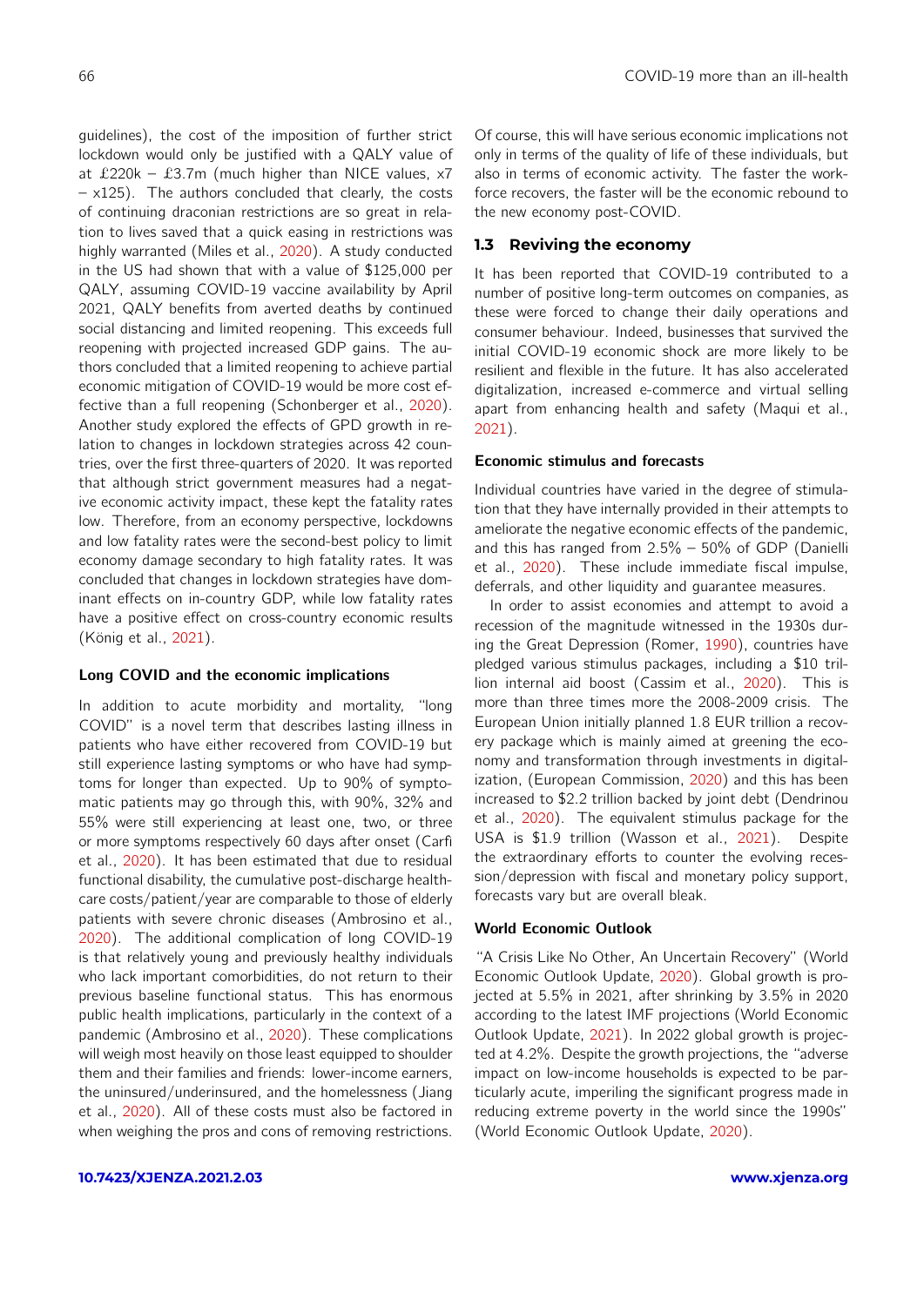guidelines), the cost of the imposition of further strict lockdown would only be justified with a QALY value of at £220k – £3.7m (much higher than NICE values, x7 – x125). The authors concluded that clearly, the costs of continuing draconian restrictions are so great in relation to lives saved that a quick easing in restrictions was highly warranted (Miles et al., 2020). A study conducted in the US had shown that with a value of $125,000 per QALY, assuming COVID-19 vaccine availability by April 2021, QALY benefits from averted deaths by continued social distancing and limited reopening. This exceeds full reopening with projected increased GDP gains. The authors concluded that a limited reopening to achieve partial economic mitigation of COVID-19 would be more cost effective than a full reopening (Schonberger et al., 2020). Another study explored the effects of GPD growth in relation to changes in lockdown strategies across 42 countries, over the first three-quarters of 2020. It was reported that although strict government measures had a negative economic activity impact, these kept the fatality rates low. Therefore, from an economy perspective, lockdowns and low fatality rates were the second-best policy to limit economy damage secondary to high fatality rates. It was concluded that changes in lockdown strategies have dominant effects on in-country GDP, while low fatality rates have a positive effect on cross-country economic results (König et al., 2021).

#### Long COVID and the economic implications

In addition to acute morbidity and mortality, "long COVID" is a novel term that describes lasting illness in patients who have either recovered from COVID-19 but still experience lasting symptoms or who have had symptoms for longer than expected. Up to 90% of symptomatic patients may go through this, with 90%, 32% and 55% were still experiencing at least one, two, or three or more symptoms respectively 60 days after onset (Carfi et al., 2020). It has been estimated that due to residual functional disability, the cumulative post-discharge healthcare costs/patient/year are comparable to those of elderly patients with severe chronic diseases (Ambrosino et al., 2020). The additional complication of long COVID-19 is that relatively young and previously healthy individuals who lack important comorbidities, do not return to their previous baseline functional status. This has enormous public health implications, particularly in the context of a pandemic (Ambrosino et al., 2020). These complications will weigh most heavily on those least equipped to shoulder them and their families and friends: lower-income earners, the uninsured/underinsured, and the homelessness (Jiang et al., 2020). All of these costs must also be factored in when weighing the pros and cons of removing restrictions.

Of course, this will have serious economic implications not only in terms of the quality of life of these individuals, but also in terms of economic activity. The faster the workforce recovers, the faster will be the economic rebound to the new economy post-COVID.

### 1.3 Reviving the economy

It has been reported that COVID-19 contributed to a number of positive long-term outcomes on companies, as these were forced to change their daily operations and consumer behaviour. Indeed, businesses that survived the initial COVID-19 economic shock are more likely to be resilient and flexible in the future. It has also accelerated digitalization, increased e-commerce and virtual selling apart from enhancing health and safety (Maqui et al., 2021).

#### Economic stimulus and forecasts

Individual countries have varied in the degree of stimulation that they have internally provided in their attempts to ameliorate the negative economic effects of the pandemic, and this has ranged from 2.5% – 50% of GDP (Danielli et al., 2020). These include immediate fiscal impulse, deferrals, and other liquidity and guarantee measures.

In order to assist economies and attempt to avoid a recession of the magnitude witnessed in the 1930s during the Great Depression (Romer, 1990), countries have pledged various stimulus packages, including a $10 trillion internal aid boost (Cassim et al., 2020). This is more than three times more the 2008-2009 crisis. The European Union initially planned 1.8 EUR trillion a recovery package which is mainly aimed at greening the economy and transformation through investments in digitalization, (European Commission, 2020) and this has been increased to $2.2 trillion backed by joint debt (Dendrinou et al., 2020). The equivalent stimulus package for the USA is $1.9 trillion (Wasson et al., 2021). Despite the extraordinary efforts to counter the evolving recession/depression with fiscal and monetary policy support, forecasts vary but are overall bleak.

#### World Economic Outlook

"A Crisis Like No Other, An Uncertain Recovery" (World Economic Outlook Update, 2020). Global growth is projected at 5.5% in 2021, after shrinking by 3.5% in 2020 according to the latest IMF projections (World Economic Outlook Update, 2021). In 2022 global growth is projected at 4.2%. Despite the growth projections, the "adverse impact on low-income households is expected to be particularly acute, imperiling the significant progress made in reducing extreme poverty in the world since the 1990s" (World Economic Outlook Update, 2020).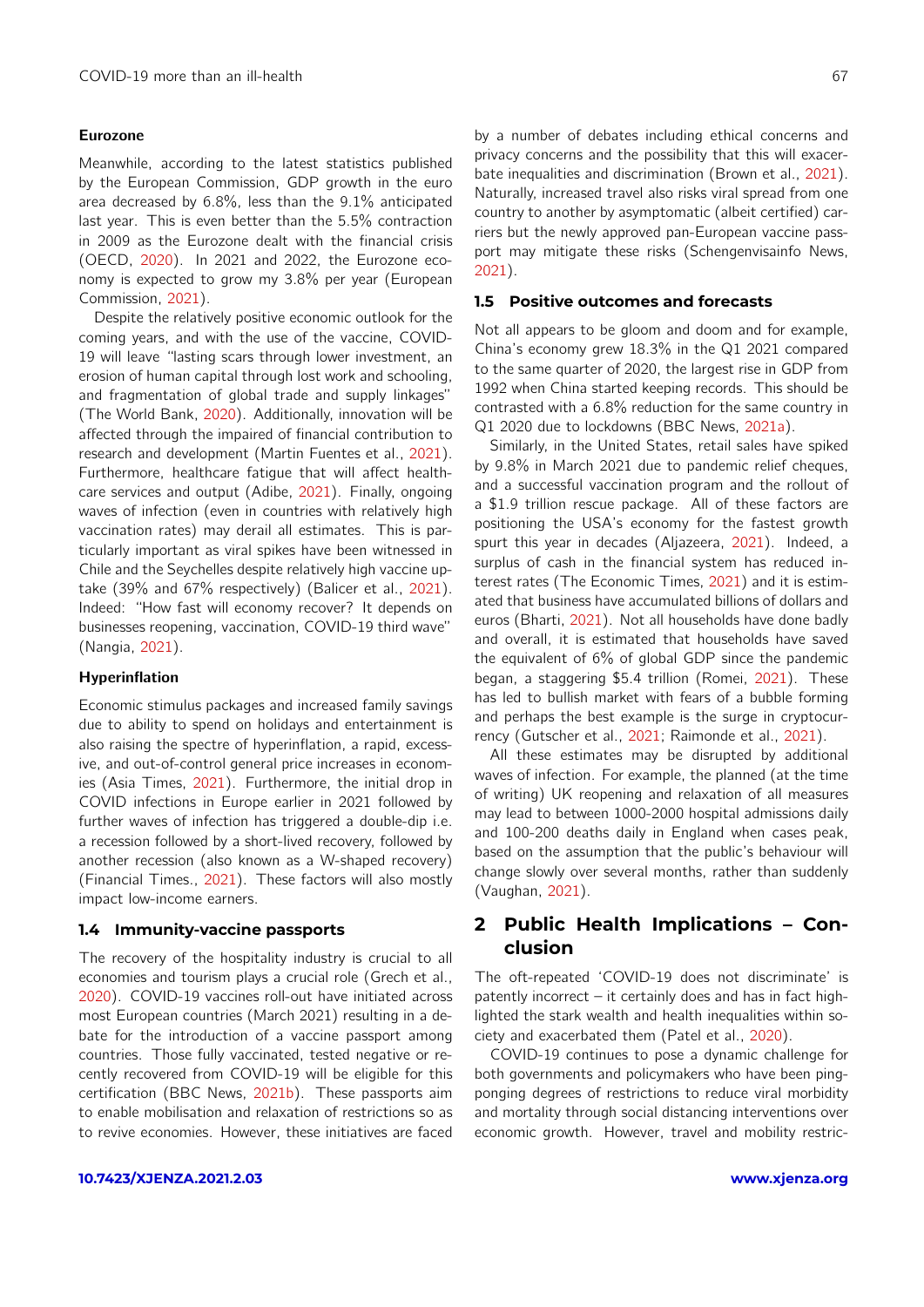#### Eurozone

Meanwhile, according to the latest statistics published by the European Commission, GDP growth in the euro area decreased by 6.8%, less than the 9.1% anticipated last year. This is even better than the 5.5% contraction in 2009 as the Eurozone dealt with the financial crisis (OECD, 2020). In 2021 and 2022, the Eurozone economy is expected to grow my 3.8% per year (European Commission, 2021).

Despite the relatively positive economic outlook for the coming years, and with the use of the vaccine, COVID-19 will leave "lasting scars through lower investment, an erosion of human capital through lost work and schooling, and fragmentation of global trade and supply linkages" (The World Bank, 2020). Additionally, innovation will be affected through the impaired of financial contribution to research and development (Martin Fuentes et al., 2021). Furthermore, healthcare fatigue that will affect healthcare services and output (Adibe, 2021). Finally, ongoing waves of infection (even in countries with relatively high vaccination rates) may derail all estimates. This is particularly important as viral spikes have been witnessed in Chile and the Seychelles despite relatively high vaccine uptake (39% and 67% respectively) (Balicer et al., 2021). Indeed: "How fast will economy recover? It depends on businesses reopening, vaccination, COVID-19 third wave" (Nangia, 2021).

#### Hyperinflation

Economic stimulus packages and increased family savings due to ability to spend on holidays and entertainment is also raising the spectre of hyperinflation, a rapid, excessive, and out-of-control general price increases in economies (Asia Times, 2021). Furthermore, the initial drop in COVID infections in Europe earlier in 2021 followed by further waves of infection has triggered a double-dip i.e. a recession followed by a short-lived recovery, followed by another recession (also known as a W-shaped recovery) (Financial Times., 2021). These factors will also mostly impact low-income earners.

### 1.4 Immunity-vaccine passports

The recovery of the hospitality industry is crucial to all economies and tourism plays a crucial role (Grech et al., 2020). COVID-19 vaccines roll-out have initiated across most European countries (March 2021) resulting in a debate for the introduction of a vaccine passport among countries. Those fully vaccinated, tested negative or recently recovered from COVID-19 will be eligible for this certification (BBC News, 2021b). These passports aim to enable mobilisation and relaxation of restrictions so as to revive economies. However, these initiatives are faced by a number of debates including ethical concerns and privacy concerns and the possibility that this will exacerbate inequalities and discrimination (Brown et al., 2021). Naturally, increased travel also risks viral spread from one country to another by asymptomatic (albeit certified) carriers but the newly approved pan-European vaccine passport may mitigate these risks (Schengenvisainfo News, 2021).

### 1.5 Positive outcomes and forecasts

Not all appears to be gloom and doom and for example, China's economy grew 18.3% in the Q1 2021 compared to the same quarter of 2020, the largest rise in GDP from 1992 when China started keeping records. This should be contrasted with a 6.8% reduction for the same country in Q1 2020 due to lockdowns (BBC News, 2021a).

Similarly, in the United States, retail sales have spiked by 9.8% in March 2021 due to pandemic relief cheques, and a successful vaccination program and the rollout of a $1.9 trillion rescue package. All of these factors are positioning the USA's economy for the fastest growth spurt this year in decades (Aljazeera, 2021). Indeed, a surplus of cash in the financial system has reduced interest rates (The Economic Times, 2021) and it is estimated that business have accumulated billions of dollars and euros (Bharti, 2021). Not all households have done badly and overall, it is estimated that households have saved the equivalent of 6% of global GDP since the pandemic began, a staggering $5.4 trillion (Romei, 2021). These has led to bullish market with fears of a bubble forming and perhaps the best example is the surge in cryptocurrency (Gutscher et al., 2021; Raimonde et al., 2021).

All these estimates may be disrupted by additional waves of infection. For example, the planned (at the time of writing) UK reopening and relaxation of all measures may lead to between 1000-2000 hospital admissions daily and 100-200 deaths daily in England when cases peak, based on the assumption that the public's behaviour will change slowly over several months, rather than suddenly (Vaughan, 2021).

## 2 Public Health Implications – Conclusion

The oft-repeated 'COVID-19 does not discriminate' is patently incorrect – it certainly does and has in fact highlighted the stark wealth and health inequalities within society and exacerbated them (Patel et al., 2020).

COVID-19 continues to pose a dynamic challenge for both governments and policymakers who have been ping-ponging degrees of restrictions to reduce viral morbidity and mortality through social distancing interventions over economic growth. However, travel and mobility restric-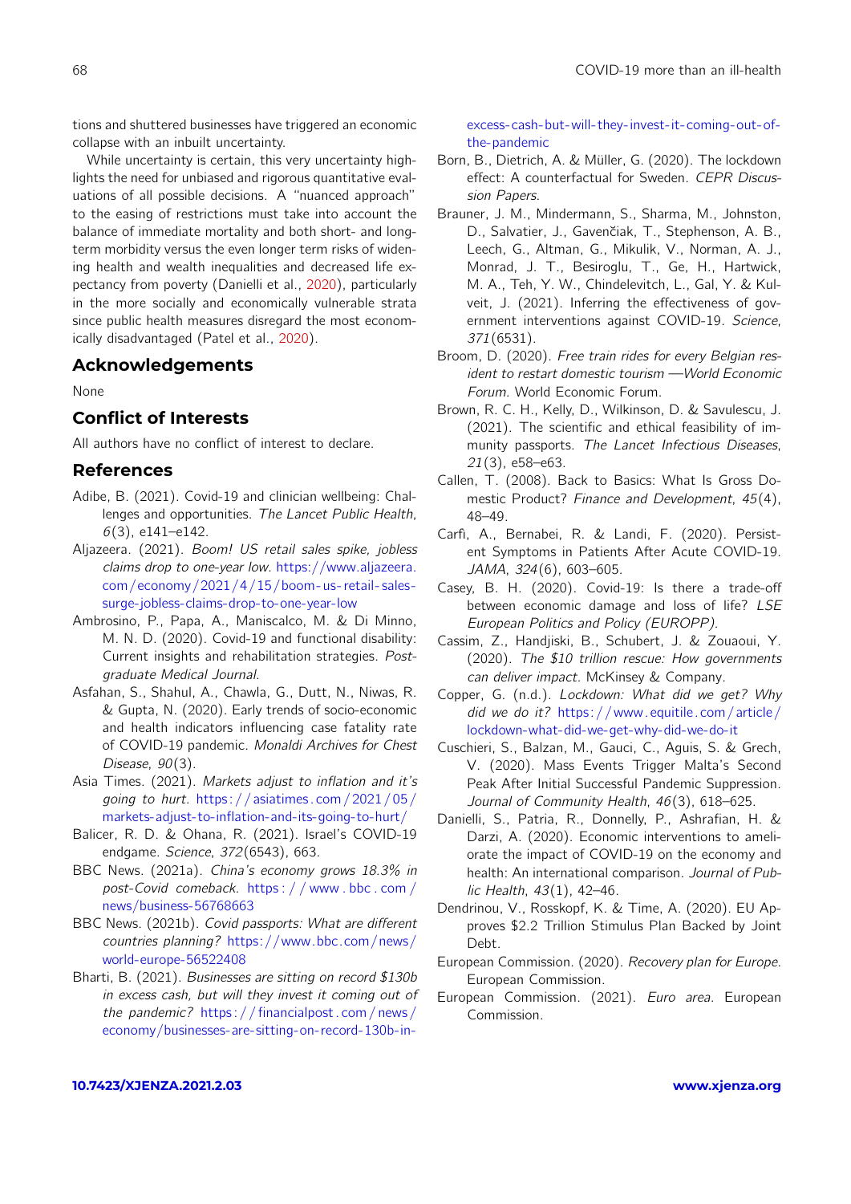tions and shuttered businesses have triggered an economic collapse with an inbuilt uncertainty.

While uncertainty is certain, this very uncertainty highlights the need for unbiased and rigorous quantitative evaluations of all possible decisions. A "nuanced approach" to the easing of restrictions must take into account the balance of immediate mortality and both short- and long-term morbidity versus the even longer term risks of widening health and wealth inequalities and decreased life expectancy from poverty (Danielli et al., 2020), particularly in the more socially and economically vulnerable strata since public health measures disregard the most economically disadvantaged (Patel et al., 2020).

## Acknowledgements

None

## Conflict of Interests

All authors have no conflict of interest to declare.

## References

Adibe, B. (2021). Covid-19 and clinician wellbeing: Challenges and opportunities. *The Lancet Public Health*, *6*(3), e141–e142.

Aljazeera. (2021). *Boom! US retail sales spike, jobless claims drop to one-year low*. https://www.aljazeera.com/economy/2021/4/15/boom-us-retail-sales-surge-jobless-claims-drop-to-one-year-low

Ambrosino, P., Papa, A., Maniscalco, M. & Di Minno, M. N. D. (2020). Covid-19 and functional disability: Current insights and rehabilitation strategies. *Postgraduate Medical Journal*.

Asfahan, S., Shahul, A., Chawla, G., Dutt, N., Niwas, R. & Gupta, N. (2020). Early trends of socio-economic and health indicators influencing case fatality rate of COVID-19 pandemic. *Monaldi Archives for Chest Disease*, *90*(3).

Asia Times. (2021). *Markets adjust to inflation and it's going to hurt*. https://asiatimes.com/2021/05/markets-adjust-to-inflation-and-its-going-to-hurt/

Balicer, R. D. & Ohana, R. (2021). Israel's COVID-19 endgame. *Science*, *372*(6543), 663.

BBC News. (2021a). *China's economy grows 18.3% in post-Covid comeback*. https://www.bbc.com/news/business-56768663

BBC News. (2021b). *Covid passports: What are different countries planning?* https://www.bbc.com/news/world-europe-56522408

Bharti, B. (2021). *Businesses are sitting on record $130b in excess cash, but will they invest it coming out of the pandemic?* https://financialpost.com/news/economy/businesses-are-sitting-on-record-130b-in-excess-cash-but-will-they-invest-it-coming-out-of-the-pandemic

Born, B., Dietrich, A. & Müller, G. (2020). The lockdown effect: A counterfactual for Sweden. *CEPR Discussion Papers*.

Brauner, J. M., Mindermann, S., Sharma, M., Johnston, D., Salvatier, J., Gavenčiak, T., Stephenson, A. B., Leech, G., Altman, G., Mikulik, V., Norman, A. J., Monrad, J. T., Besiroglu, T., Ge, H., Hartwick, M. A., Teh, Y. W., Chindelevitch, L., Gal, Y. & Kulveit, J. (2021). Inferring the effectiveness of government interventions against COVID-19. *Science*, *371*(6531).

Broom, D. (2020). *Free train rides for every Belgian resident to restart domestic tourism —World Economic Forum*. World Economic Forum.

Brown, R. C. H., Kelly, D., Wilkinson, D. & Savulescu, J. (2021). The scientific and ethical feasibility of immunity passports. *The Lancet Infectious Diseases*, *21*(3), e58–e63.

Callen, T. (2008). Back to Basics: What Is Gross Domestic Product? *Finance and Development*, *45*(4), 48–49.

Carfì, A., Bernabei, R. & Landi, F. (2020). Persistent Symptoms in Patients After Acute COVID-19. *JAMA*, *324*(6), 603–605.

Casey, B. H. (2020). Covid-19: Is there a trade-off between economic damage and loss of life? *LSE European Politics and Policy (EUROPP)*.

Cassim, Z., Handjiski, B., Schubert, J. & Zouaoui, Y. (2020). *The $10 trillion rescue: How governments can deliver impact*. McKinsey & Company.

Copper, G. (n.d.). *Lockdown: What did we get? Why did we do it?* https://www.equitile.com/article/lockdown-what-did-we-get-why-did-we-do-it

Cuschieri, S., Balzan, M., Gauci, C., Aguis, S. & Grech, V. (2020). Mass Events Trigger Malta's Second Peak After Initial Successful Pandemic Suppression. *Journal of Community Health*, *46*(3), 618–625.

Danielli, S., Patria, R., Donnelly, P., Ashrafian, H. & Darzi, A. (2020). Economic interventions to ameliorate the impact of COVID-19 on the economy and health: An international comparison. *Journal of Public Health*, *43*(1), 42–46.

Dendrinou, V., Rosskopf, K. & Time, A. (2020). EU Approves $2.2 Trillion Stimulus Plan Backed by Joint Debt.

European Commission. (2020). *Recovery plan for Europe*. European Commission.

European Commission. (2021). *Euro area*. European Commission.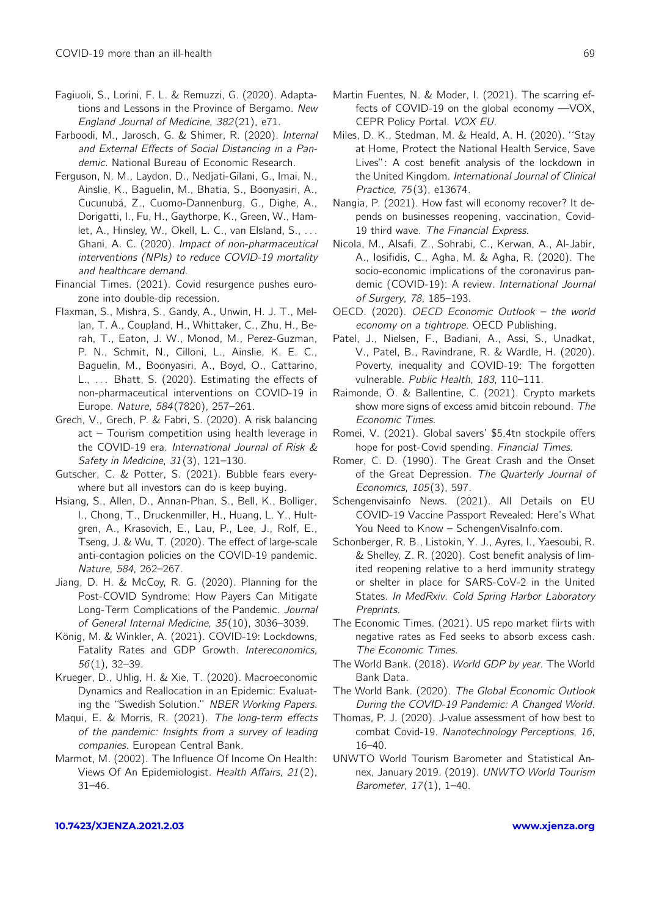Fagiuoli, S., Lorini, F. L. & Remuzzi, G. (2020). Adaptations and Lessons in the Province of Bergamo. *New England Journal of Medicine*, *382*(21), e71.

Farboodi, M., Jarosch, G. & Shimer, R. (2020). *Internal and External Effects of Social Distancing in a Pandemic.* National Bureau of Economic Research.

Ferguson, N. M., Laydon, D., Nedjati-Gilani, G., Imai, N., Ainslie, K., Baguelin, M., Bhatia, S., Boonyasiri, A., Cucunubá, Z., Cuomo-Dannenburg, G., Dighe, A., Dorigatti, I., Fu, H., Gaythorpe, K., Green, W., Hamlet, A., Hinsley, W., Okell, L. C., van Elsland, S., ... Ghani, A. C. (2020). *Impact of non-pharmaceutical interventions (NPIs) to reduce COVID-19 mortality and healthcare demand.*

Financial Times. (2021). Covid resurgence pushes eurozone into double-dip recession.

Flaxman, S., Mishra, S., Gandy, A., Unwin, H. J. T., Mellan, T. A., Coupland, H., Whittaker, C., Zhu, H., Berah, T., Eaton, J. W., Monod, M., Perez-Guzman, P. N., Schmit, N., Cilloni, L., Ainslie, K. E. C., Baguelin, M., Boonyasiri, A., Boyd, O., Cattarino, L., ... Bhatt, S. (2020). Estimating the effects of non-pharmaceutical interventions on COVID-19 in Europe. *Nature*, *584*(7820), 257–261.

Grech, V., Grech, P. & Fabri, S. (2020). A risk balancing act – Tourism competition using health leverage in the COVID-19 era. *International Journal of Risk & Safety in Medicine*, *31*(3), 121–130.

Gutscher, C. & Potter, S. (2021). Bubble fears everywhere but all investors can do is keep buying.

Hsiang, S., Allen, D., Annan-Phan, S., Bell, K., Bolliger, I., Chong, T., Druckenmiller, H., Huang, L. Y., Hultgren, A., Krasovich, E., Lau, P., Lee, J., Rolf, E., Tseng, J. & Wu, T. (2020). The effect of large-scale anti-contagion policies on the COVID-19 pandemic. *Nature*, *584*, 262–267.

Jiang, D. H. & McCoy, R. G. (2020). Planning for the Post-COVID Syndrome: How Payers Can Mitigate Long-Term Complications of the Pandemic. *Journal of General Internal Medicine*, *35*(10), 3036–3039.

König, M. & Winkler, A. (2021). COVID-19: Lockdowns, Fatality Rates and GDP Growth. *Intereconomics*, *56*(1), 32–39.

Krueger, D., Uhlig, H. & Xie, T. (2020). Macroeconomic Dynamics and Reallocation in an Epidemic: Evaluating the "Swedish Solution." *NBER Working Papers.*

Maqui, E. & Morris, R. (2021). *The long-term effects of the pandemic: Insights from a survey of leading companies.* European Central Bank.

Marmot, M. (2002). The Influence Of Income On Health: Views Of An Epidemiologist. *Health Affairs*, *21*(2), 31–46.

Martin Fuentes, N. & Moder, I. (2021). The scarring effects of COVID-19 on the global economy —VOX, CEPR Policy Portal. *VOX EU.*

Miles, D. K., Stedman, M. & Heald, A. H. (2020). "Stay at Home, Protect the National Health Service, Save Lives": A cost benefit analysis of the lockdown in the United Kingdom. *International Journal of Clinical Practice*, *75*(3), e13674.

Nangia, P. (2021). How fast will economy recover? It depends on businesses reopening, vaccination, Covid-19 third wave. *The Financial Express.*

Nicola, M., Alsafi, Z., Sohrabi, C., Kerwan, A., Al-Jabir, A., Iosifidis, C., Agha, M. & Agha, R. (2020). The socio-economic implications of the coronavirus pandemic (COVID-19): A review. *International Journal of Surgery*, *78*, 185–193.

OECD. (2020). *OECD Economic Outlook – the world economy on a tightrope.* OECD Publishing.

Patel, J., Nielsen, F., Badiani, A., Assi, S., Unadkat, V., Patel, B., Ravindrane, R. & Wardle, H. (2020). Poverty, inequality and COVID-19: The forgotten vulnerable. *Public Health*, *183*, 110–111.

Raimonde, O. & Ballentine, C. (2021). Crypto markets show more signs of excess amid bitcoin rebound. *The Economic Times.*

Romei, V. (2021). Global savers' $5.4tn stockpile offers hope for post-Covid spending. *Financial Times.*

Romer, C. D. (1990). The Great Crash and the Onset of the Great Depression. *The Quarterly Journal of Economics*, *105*(3), 597.

Schengenvisainfo News. (2021). All Details on EU COVID-19 Vaccine Passport Revealed: Here's What You Need to Know – SchengenVisaInfo.com.

Schonberger, R. B., Listokin, Y. J., Ayres, I., Yaesoubi, R. & Shelley, Z. R. (2020). Cost benefit analysis of limited reopening relative to a herd immunity strategy or shelter in place for SARS-CoV-2 in the United States. *In MedRxiv. Cold Spring Harbor Laboratory Preprints.*

The Economic Times. (2021). US repo market flirts with negative rates as Fed seeks to absorb excess cash. *The Economic Times.*

The World Bank. (2018). *World GDP by year.* The World Bank Data.

The World Bank. (2020). *The Global Economic Outlook During the COVID-19 Pandemic: A Changed World.*

Thomas, P. J. (2020). J-value assessment of how best to combat Covid-19. *Nanotechnology Perceptions*, *16*, 16–40.

UNWTO World Tourism Barometer and Statistical Annex, January 2019. (2019). *UNWTO World Tourism Barometer*, *17*(1), 1–40.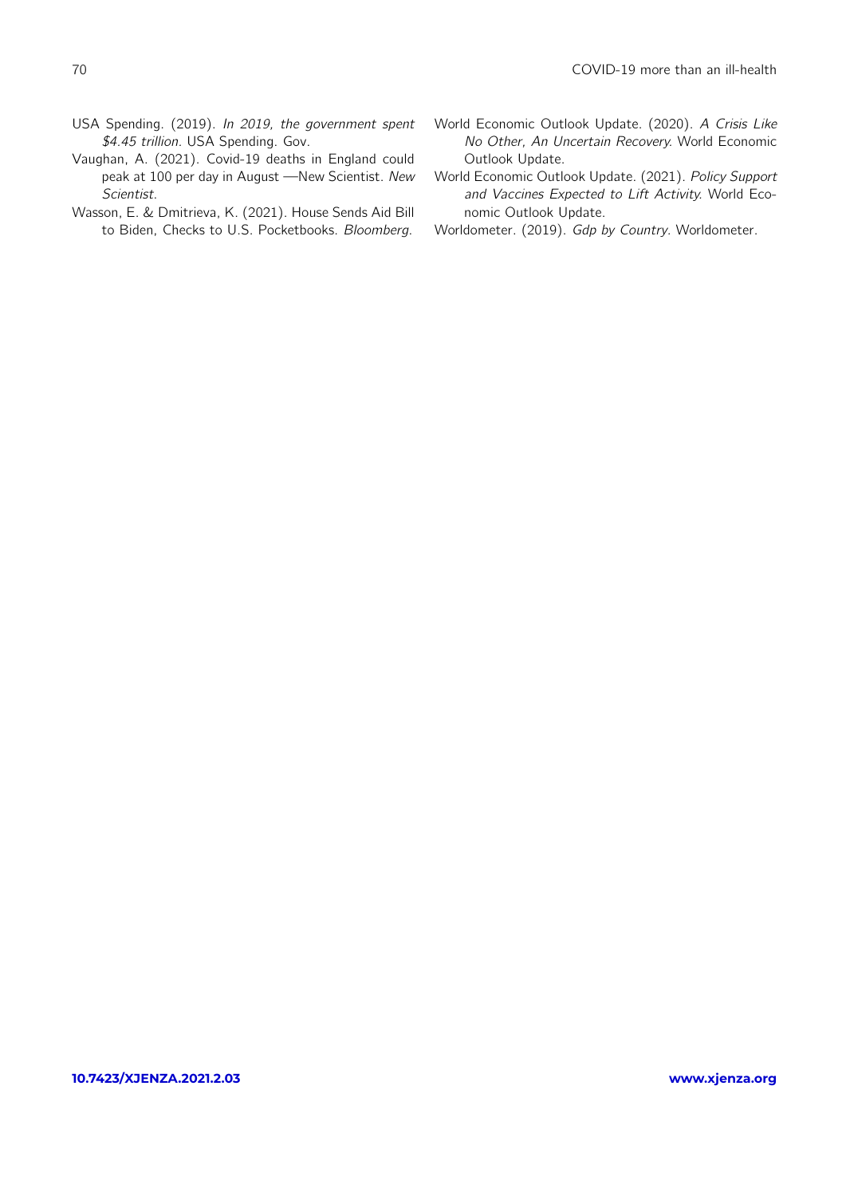USA Spending. (2019). *In 2019, the government spent $4.45 trillion*. USA Spending. Gov.

Vaughan, A. (2021). Covid-19 deaths in England could peak at 100 per day in August —New Scientist. *New Scientist*.

Wasson, E. & Dmitrieva, K. (2021). House Sends Aid Bill to Biden, Checks to U.S. Pocketbooks. *Bloomberg*.

World Economic Outlook Update. (2020). *A Crisis Like No Other, An Uncertain Recovery*. World Economic Outlook Update.

World Economic Outlook Update. (2021). *Policy Support and Vaccines Expected to Lift Activity*. World Economic Outlook Update.

Worldometer. (2019). *Gdp by Country*. Worldometer.